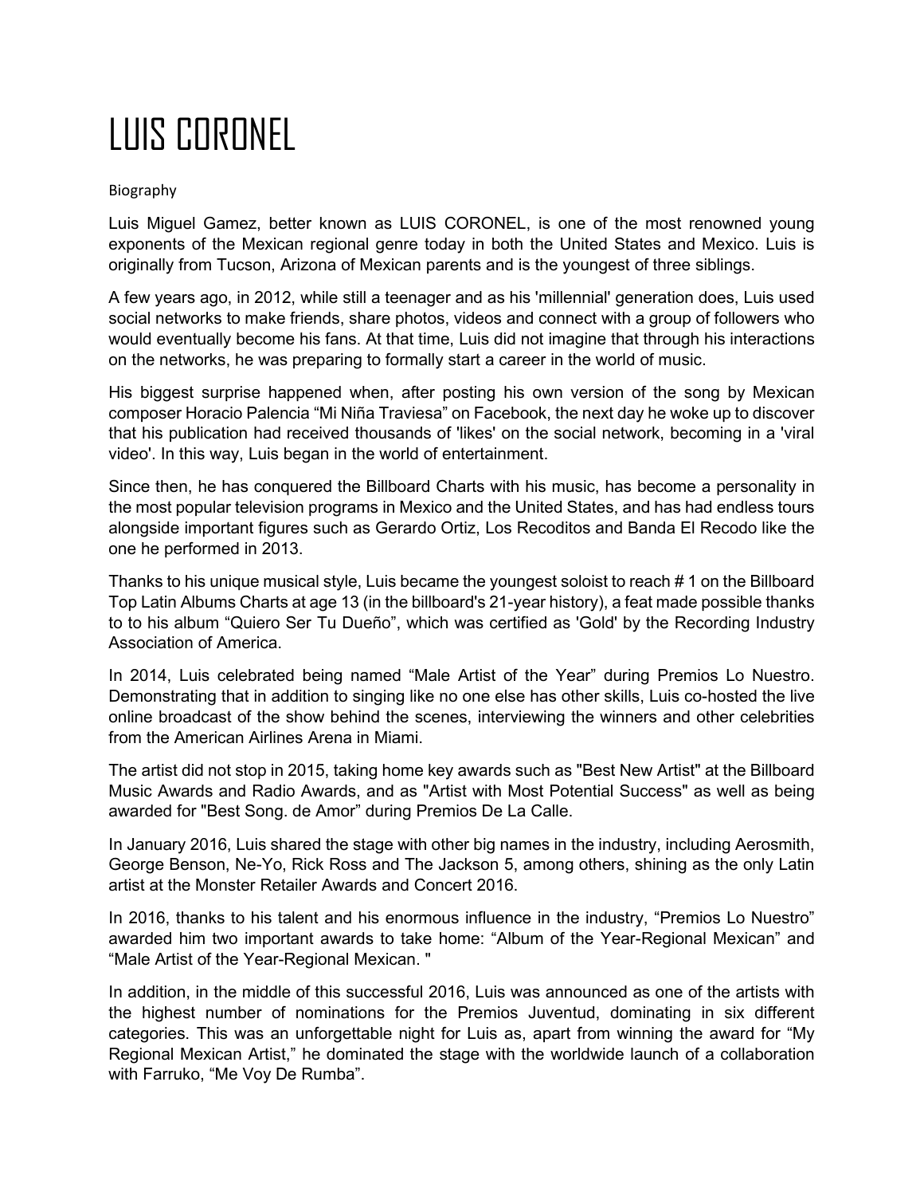# LUIS CORONEL

Biography

Luis Miguel Gamez, better known as LUIS CORONEL, is one of the most renowned young exponents of the Mexican regional genre today in both the United States and Mexico. Luis is originally from Tucson, Arizona of Mexican parents and is the youngest of three siblings.

A few years ago, in 2012, while still a teenager and as his 'millennial' generation does, Luis used social networks to make friends, share photos, videos and connect with a group of followers who would eventually become his fans. At that time, Luis did not imagine that through his interactions on the networks, he was preparing to formally start a career in the world of music.

His biggest surprise happened when, after posting his own version of the song by Mexican composer Horacio Palencia "Mi Niña Traviesa" on Facebook, the next day he woke up to discover that his publication had received thousands of 'likes' on the social network, becoming in a 'viral video'. In this way, Luis began in the world of entertainment.

Since then, he has conquered the Billboard Charts with his music, has become a personality in the most popular television programs in Mexico and the United States, and has had endless tours alongside important figures such as Gerardo Ortiz, Los Recoditos and Banda El Recodo like the one he performed in 2013.

Thanks to his unique musical style, Luis became the youngest soloist to reach # 1 on the Billboard Top Latin Albums Charts at age 13 (in the billboard's 21-year history), a feat made possible thanks to to his album "Quiero Ser Tu Dueño", which was certified as 'Gold' by the Recording Industry Association of America.

In 2014, Luis celebrated being named "Male Artist of the Year" during Premios Lo Nuestro. Demonstrating that in addition to singing like no one else has other skills, Luis co-hosted the live online broadcast of the show behind the scenes, interviewing the winners and other celebrities from the American Airlines Arena in Miami.

The artist did not stop in 2015, taking home key awards such as "Best New Artist" at the Billboard Music Awards and Radio Awards, and as "Artist with Most Potential Success" as well as being awarded for "Best Song. de Amor" during Premios De La Calle.

In January 2016, Luis shared the stage with other big names in the industry, including Aerosmith, George Benson, Ne-Yo, Rick Ross and The Jackson 5, among others, shining as the only Latin artist at the Monster Retailer Awards and Concert 2016.

In 2016, thanks to his talent and his enormous influence in the industry, "Premios Lo Nuestro" awarded him two important awards to take home: "Album of the Year-Regional Mexican" and "Male Artist of the Year-Regional Mexican. "

In addition, in the middle of this successful 2016, Luis was announced as one of the artists with the highest number of nominations for the Premios Juventud, dominating in six different categories. This was an unforgettable night for Luis as, apart from winning the award for "My Regional Mexican Artist," he dominated the stage with the worldwide launch of a collaboration with Farruko, "Me Voy De Rumba".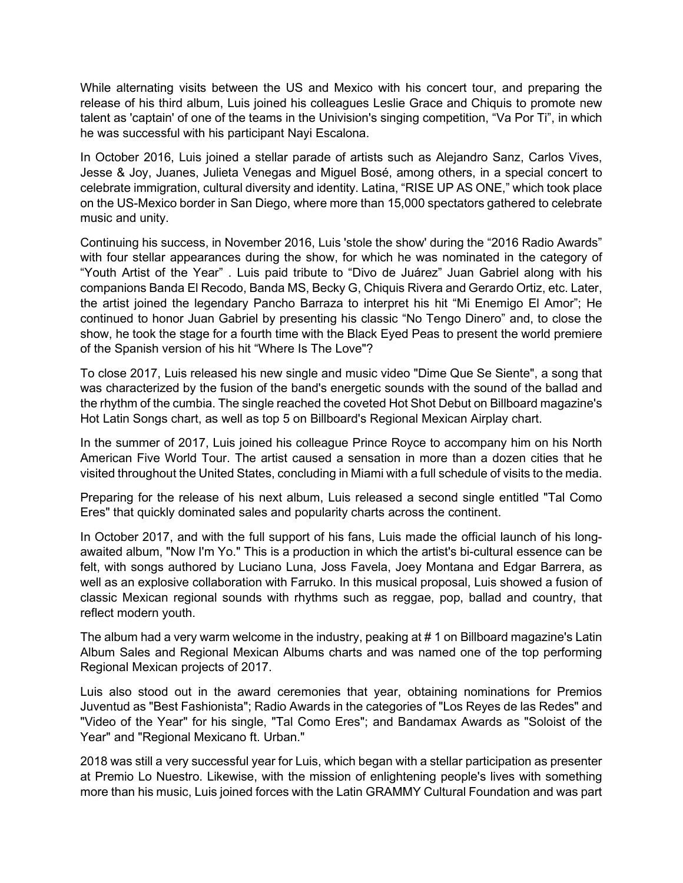While alternating visits between the US and Mexico with his concert tour, and preparing the release of his third album, Luis joined his colleagues Leslie Grace and Chiquis to promote new talent as 'captain' of one of the teams in the Univision's singing competition, "Va Por Ti", in which he was successful with his participant Nayi Escalona.

In October 2016, Luis joined a stellar parade of artists such as Alejandro Sanz, Carlos Vives, Jesse & Joy, Juanes, Julieta Venegas and Miguel Bosé, among others, in a special concert to celebrate immigration, cultural diversity and identity. Latina, "RISE UP AS ONE," which took place on the US-Mexico border in San Diego, where more than 15,000 spectators gathered to celebrate music and unity.

Continuing his success, in November 2016, Luis 'stole the show' during the "2016 Radio Awards" with four stellar appearances during the show, for which he was nominated in the category of "Youth Artist of the Year" . Luis paid tribute to "Divo de Juárez" Juan Gabriel along with his companions Banda El Recodo, Banda MS, Becky G, Chiquis Rivera and Gerardo Ortiz, etc. Later, the artist joined the legendary Pancho Barraza to interpret his hit "Mi Enemigo El Amor"; He continued to honor Juan Gabriel by presenting his classic "No Tengo Dinero" and, to close the show, he took the stage for a fourth time with the Black Eyed Peas to present the world premiere of the Spanish version of his hit "Where Is The Love"?

To close 2017, Luis released his new single and music video "Dime Que Se Siente", a song that was characterized by the fusion of the band's energetic sounds with the sound of the ballad and the rhythm of the cumbia. The single reached the coveted Hot Shot Debut on Billboard magazine's Hot Latin Songs chart, as well as top 5 on Billboard's Regional Mexican Airplay chart.

In the summer of 2017, Luis joined his colleague Prince Royce to accompany him on his North American Five World Tour. The artist caused a sensation in more than a dozen cities that he visited throughout the United States, concluding in Miami with a full schedule of visits to the media.

Preparing for the release of his next album, Luis released a second single entitled "Tal Como Eres" that quickly dominated sales and popularity charts across the continent.

In October 2017, and with the full support of his fans, Luis made the official launch of his long-awaited album, "Now I'm Yo." This is a production in which the artist's bi-cultural essence can be felt, with songs authored by Luciano Luna, Joss Favela, Joey Montana and Edgar Barrera, as well as an explosive collaboration with Farruko. In this musical proposal, Luis showed a fusion of classic Mexican regional sounds with rhythms such as reggae, pop, ballad and country, that reflect modern youth.

The album had a very warm welcome in the industry, peaking at # 1 on Billboard magazine's Latin Album Sales and Regional Mexican Albums charts and was named one of the top performing Regional Mexican projects of 2017.

Luis also stood out in the award ceremonies that year, obtaining nominations for Premios Juventud as "Best Fashionista"; Radio Awards in the categories of "Los Reyes de las Redes" and "Video of the Year" for his single, "Tal Como Eres"; and Bandamax Awards as "Soloist of the Year" and "Regional Mexicano ft. Urban."

2018 was still a very successful year for Luis, which began with a stellar participation as presenter at Premio Lo Nuestro. Likewise, with the mission of enlightening people's lives with something more than his music, Luis joined forces with the Latin GRAMMY Cultural Foundation and was part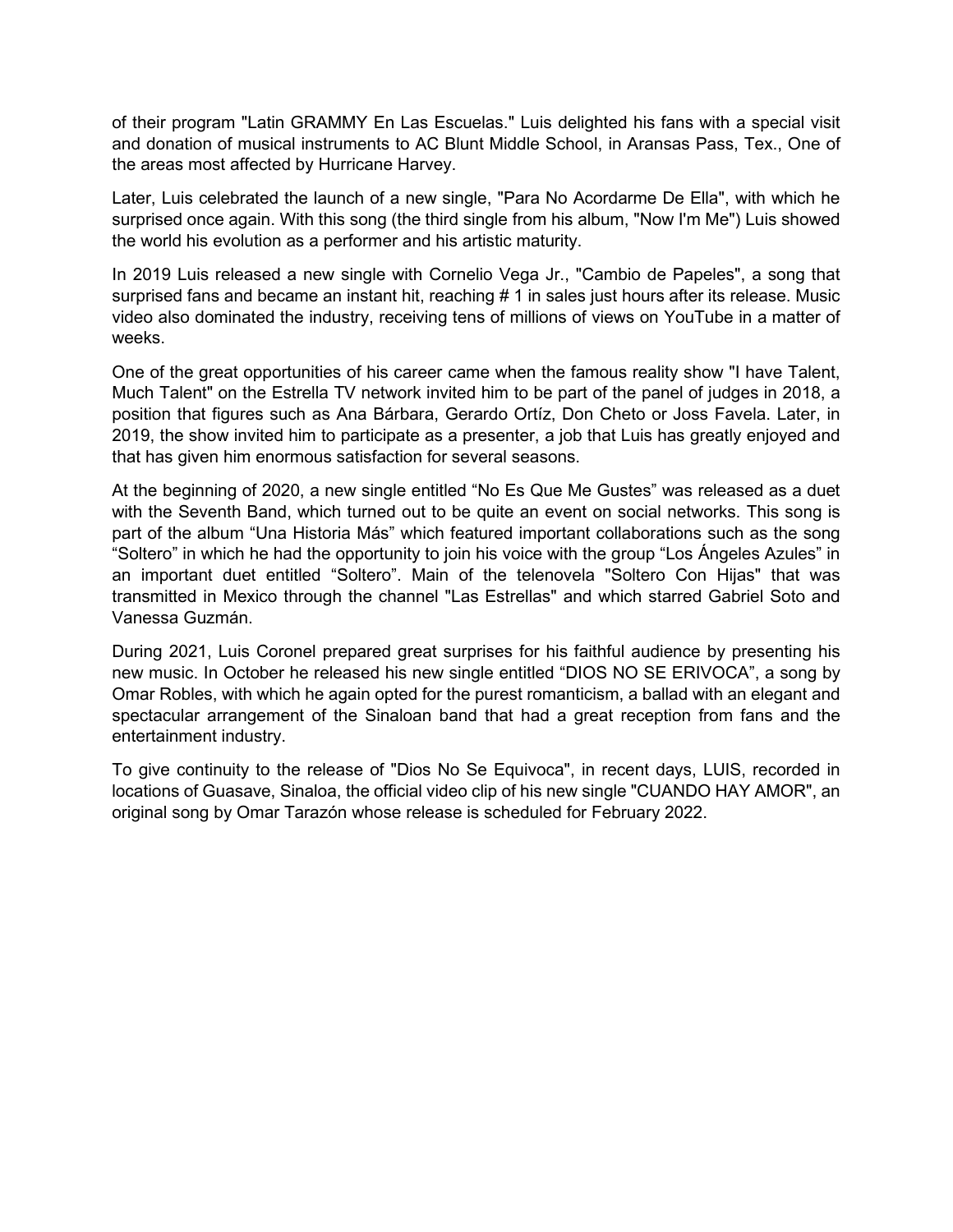of their program "Latin GRAMMY En Las Escuelas." Luis delighted his fans with a special visit and donation of musical instruments to AC Blunt Middle School, in Aransas Pass, Tex., One of the areas most affected by Hurricane Harvey.

Later, Luis celebrated the launch of a new single, "Para No Acordarme De Ella", with which he surprised once again. With this song (the third single from his album, "Now I'm Me") Luis showed the world his evolution as a performer and his artistic maturity.

In 2019 Luis released a new single with Cornelio Vega Jr., "Cambio de Papeles", a song that surprised fans and became an instant hit, reaching # 1 in sales just hours after its release. Music video also dominated the industry, receiving tens of millions of views on YouTube in a matter of weeks.

One of the great opportunities of his career came when the famous reality show "I have Talent, Much Talent" on the Estrella TV network invited him to be part of the panel of judges in 2018, a position that figures such as Ana Bárbara, Gerardo Ortíz, Don Cheto or Joss Favela. Later, in 2019, the show invited him to participate as a presenter, a job that Luis has greatly enjoyed and that has given him enormous satisfaction for several seasons.

At the beginning of 2020, a new single entitled “No Es Que Me Gustes” was released as a duet with the Seventh Band, which turned out to be quite an event on social networks. This song is part of the album “Una Historia Más” which featured important collaborations such as the song “Soltero” in which he had the opportunity to join his voice with the group “Los Ángeles Azules” in an important duet entitled “Soltero”. Main of the telenovela "Soltero Con Hijas" that was transmitted in Mexico through the channel "Las Estrellas" and which starred Gabriel Soto and Vanessa Guzmán.

During 2021, Luis Coronel prepared great surprises for his faithful audience by presenting his new music. In October he released his new single entitled “DIOS NO SE ERIVOCA”, a song by Omar Robles, with which he again opted for the purest romanticism, a ballad with an elegant and spectacular arrangement of the Sinaloan band that had a great reception from fans and the entertainment industry.

To give continuity to the release of "Dios No Se Equivoca", in recent days, LUIS, recorded in locations of Guasave, Sinaloa, the official video clip of his new single "CUANDO HAY AMOR", an original song by Omar Tarazón whose release is scheduled for February 2022.